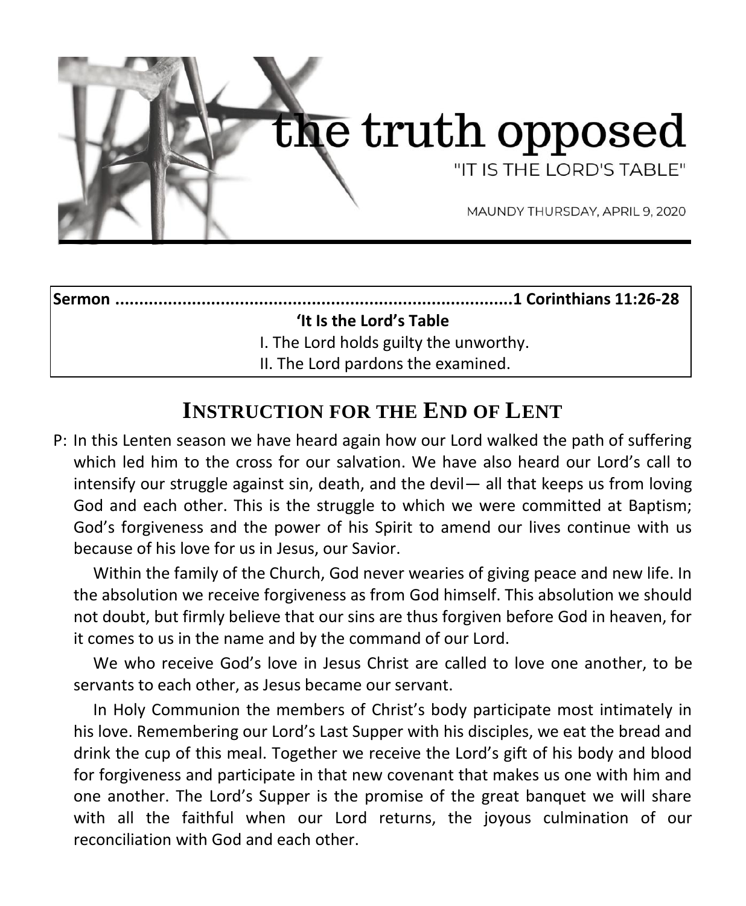# the truth opposed

"IT IS THE LORD'S TABLE"

MAUNDY THURSDAY, APRIL 9, 2020

**Sermon .......................................................................................1 Corinthians 11:26-28**

**'It Is the Lord's Table**

I. The Lord holds guilty the unworthy.

II. The Lord pardons the examined.

## INSTRUCTION FOR THE END OF LENT

P: In this Lenten season we have heard again how our Lord walked the path of suffering which led him to the cross for our salvation. We have also heard our Lord's call to intensify our struggle against sin, death, and the devil— all that keeps us from loving God and each other. This is the struggle to which we were committed at Baptism; God's forgiveness and the power of his Spirit to amend our lives continue with us because of his love for us in Jesus, our Savior.

Within the family of the Church, God never wearies of giving peace and new life. In the absolution we receive forgiveness as from God himself. This absolution we should not doubt, but firmly believe that our sins are thus forgiven before God in heaven, for it comes to us in the name and by the command of our Lord.

We who receive God's love in Jesus Christ are called to love one another, to be servants to each other, as Jesus became our servant.

In Holy Communion the members of Christ's body participate most intimately in his love. Remembering our Lord's Last Supper with his disciples, we eat the bread and drink the cup of this meal. Together we receive the Lord's gift of his body and blood for forgiveness and participate in that new covenant that makes us one with him and one another. The Lord's Supper is the promise of the great banquet we will share with all the faithful when our Lord returns, the joyous culmination of our reconciliation with God and each other.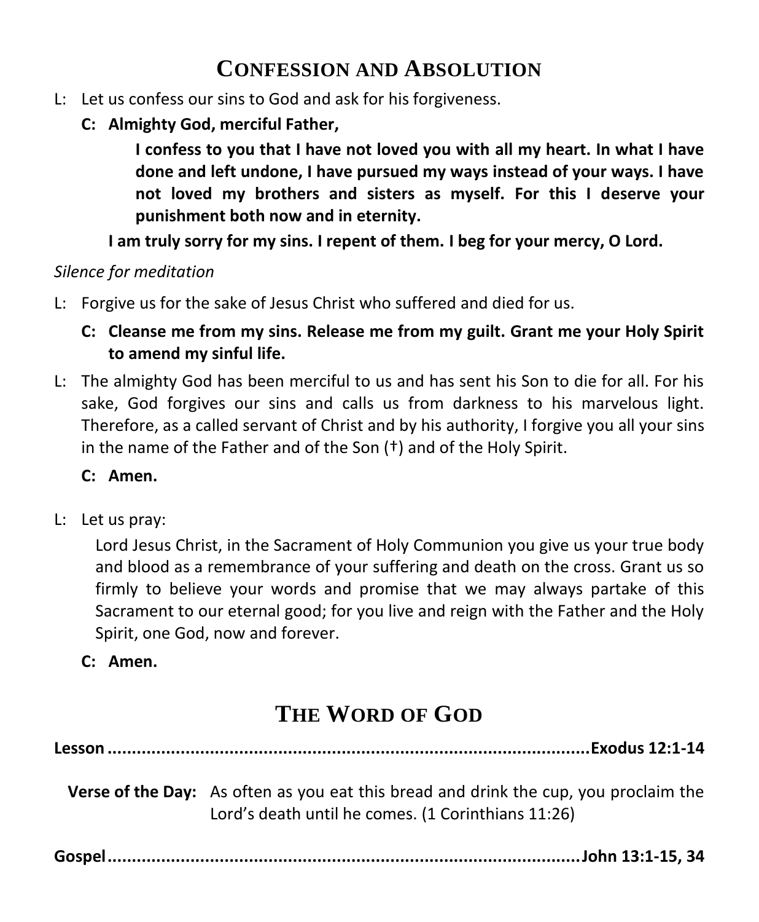# Confession and Absolution

L: Let us confess our sins to God and ask for his forgiveness.

**C: Almighty God, merciful Father,**

**I confess to you that I have not loved you with all my heart. In what I have done and left undone, I have pursued my ways instead of your ways. I have not loved my brothers and sisters as myself. For this I deserve your punishment both now and in eternity.**

**I am truly sorry for my sins. I repent of them. I beg for your mercy, O Lord.**

*Silence for meditation*

L: Forgive us for the sake of Jesus Christ who suffered and died for us.

**C: Cleanse me from my sins. Release me from my guilt. Grant me your Holy Spirit to amend my sinful life.**

L: The almighty God has been merciful to us and has sent his Son to die for all. For his sake, God forgives our sins and calls us from darkness to his marvelous light. Therefore, as a called servant of Christ and by his authority, I forgive you all your sins in the name of the Father and of the Son (†) and of the Holy Spirit.

**C: Amen.**

L: Let us pray:

Lord Jesus Christ, in the Sacrament of Holy Communion you give us your true body and blood as a remembrance of your suffering and death on the cross. Grant us so firmly to believe your words and promise that we may always partake of this Sacrament to our eternal good; for you live and reign with the Father and the Holy Spirit, one God, now and forever.

**C: Amen.**

# The Word of God

**Lesson ........................................................................................ Exodus 12:1-14**

**Verse of the Day:** As often as you eat this bread and drink the cup, you proclaim the Lord's death until he comes. (1 Corinthians 11:26)

**Gospel ........................................................................................ John 13:1-15, 34**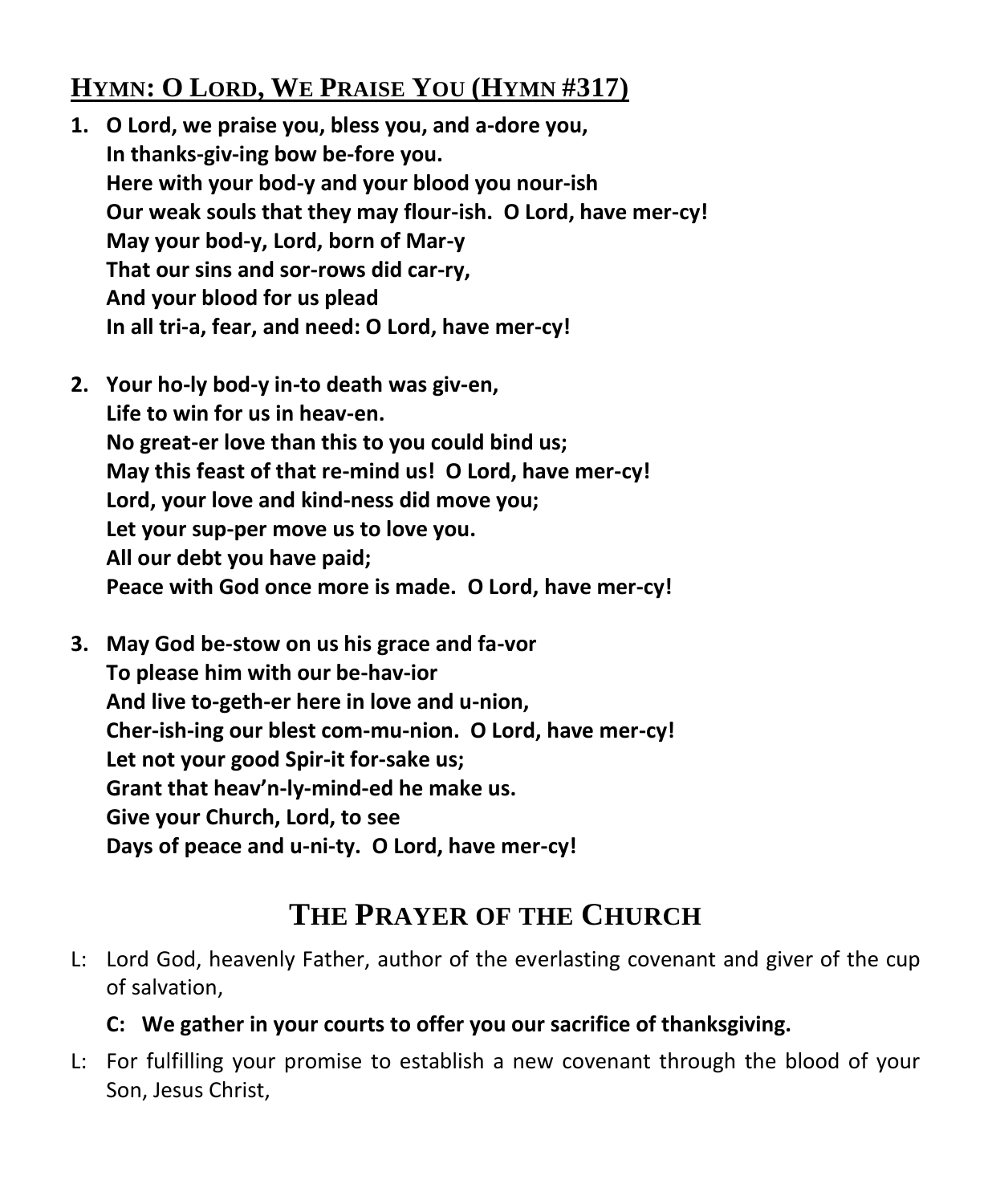## HYMN: O LORD, WE PRAISE YOU (HYMN #317)

1. **O Lord, we praise you, bless you, and a-dore you,**
   **In thanks-giv-ing bow be-fore you.**
   **Here with your bod-y and your blood you nour-ish**
   **Our weak souls that they may flour-ish. O Lord, have mer-cy!**
   **May your bod-y, Lord, born of Mar-y**
   **That our sins and sor-rows did car-ry,**
   **And your blood for us plead**
   **In all tri-a, fear, and need: O Lord, have mer-cy!**

2. **Your ho-ly bod-y in-to death was giv-en,**
   **Life to win for us in heav-en.**
   **No great-er love than this to you could bind us;**
   **May this feast of that re-mind us! O Lord, have mer-cy!**
   **Lord, your love and kind-ness did move you;**
   **Let your sup-per move us to love you.**
   **All our debt you have paid;**
   **Peace with God once more is made. O Lord, have mer-cy!**

3. **May God be-stow on us his grace and fa-vor**
   **To please him with our be-hav-ior**
   **And live to-geth-er here in love and u-nion,**
   **Cher-ish-ing our blest com-mu-nion. O Lord, have mer-cy!**
   **Let not your good Spir-it for-sake us;**
   **Grant that heav'n-ly-mind-ed he make us.**
   **Give your Church, Lord, to see**
   **Days of peace and u-ni-ty. O Lord, have mer-cy!**

# THE PRAYER OF THE CHURCH

L: Lord God, heavenly Father, author of the everlasting covenant and giver of the cup of salvation,

**C: We gather in your courts to offer you our sacrifice of thanksgiving.**

L: For fulfilling your promise to establish a new covenant through the blood of your Son, Jesus Christ,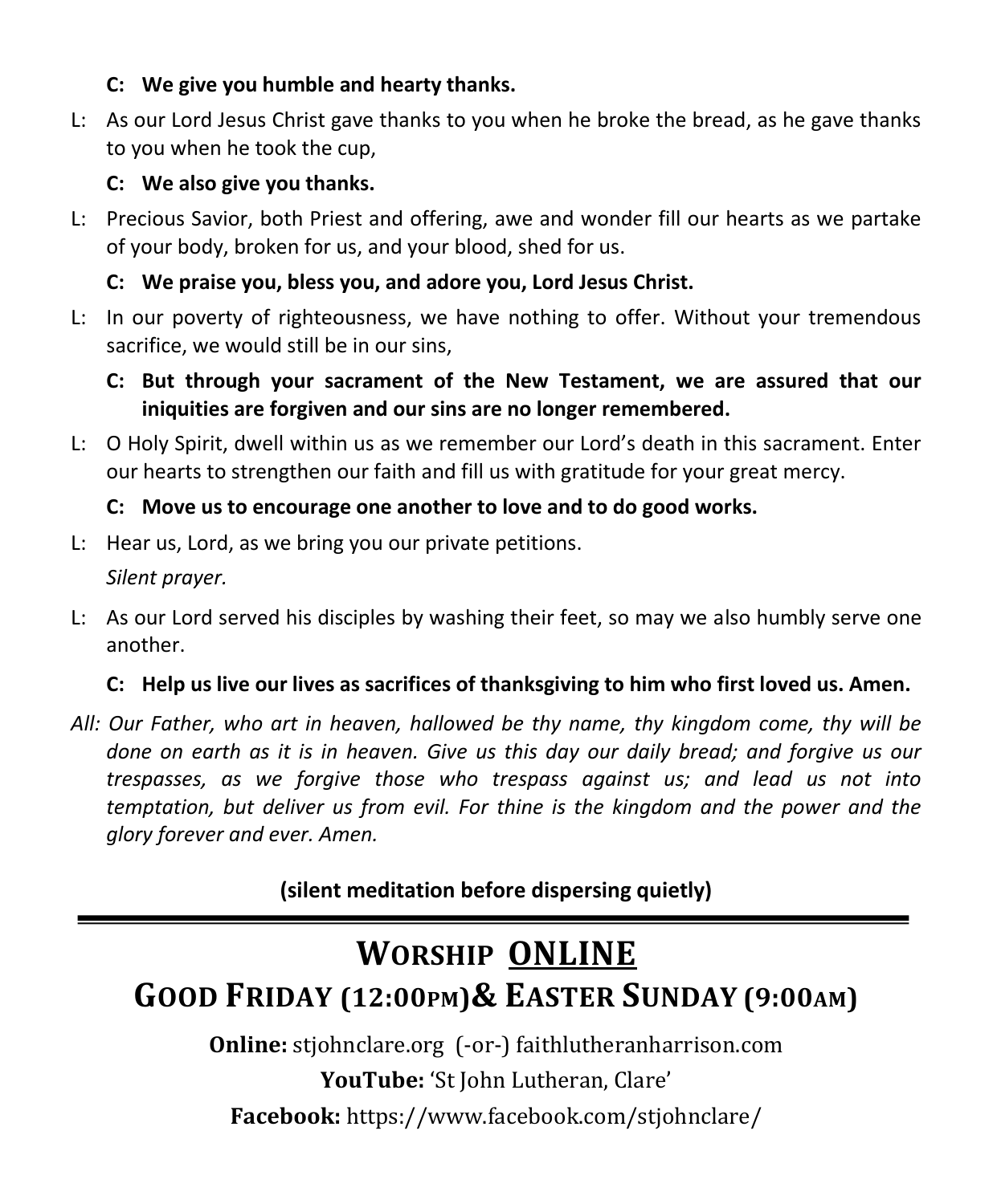**C: We give you humble and hearty thanks.**

L: As our Lord Jesus Christ gave thanks to you when he broke the bread, as he gave thanks to you when he took the cup,

**C: We also give you thanks.**

L: Precious Savior, both Priest and offering, awe and wonder fill our hearts as we partake of your body, broken for us, and your blood, shed for us.

**C: We praise you, bless you, and adore you, Lord Jesus Christ.**

L: In our poverty of righteousness, we have nothing to offer. Without your tremendous sacrifice, we would still be in our sins,

**C: But through your sacrament of the New Testament, we are assured that our iniquities are forgiven and our sins are no longer remembered.**

L: O Holy Spirit, dwell within us as we remember our Lord's death in this sacrament. Enter our hearts to strengthen our faith and fill us with gratitude for your great mercy.

**C: Move us to encourage one another to love and to do good works.**

L: Hear us, Lord, as we bring you our private petitions.

*Silent prayer.*

L: As our Lord served his disciples by washing their feet, so may we also humbly serve one another.

**C: Help us live our lives as sacrifices of thanksgiving to him who first loved us. Amen.**

*All: Our Father, who art in heaven, hallowed be thy name, thy kingdom come, thy will be done on earth as it is in heaven. Give us this day our daily bread; and forgive us our trespasses, as we forgive those who trespass against us; and lead us not into temptation, but deliver us from evil. For thine is the kingdom and the power and the glory forever and ever. Amen.*

**(silent meditation before dispersing quietly)**

---

# WORSHIP <u>ONLINE</u>

## GOOD FRIDAY (12:00PM) & EASTER SUNDAY (9:00AM)

**Online:** stjohnclare.org (-or-) faithlutheranharrison.com

**YouTube:** 'St John Lutheran, Clare'

**Facebook:** https://www.facebook.com/stjohnclare/